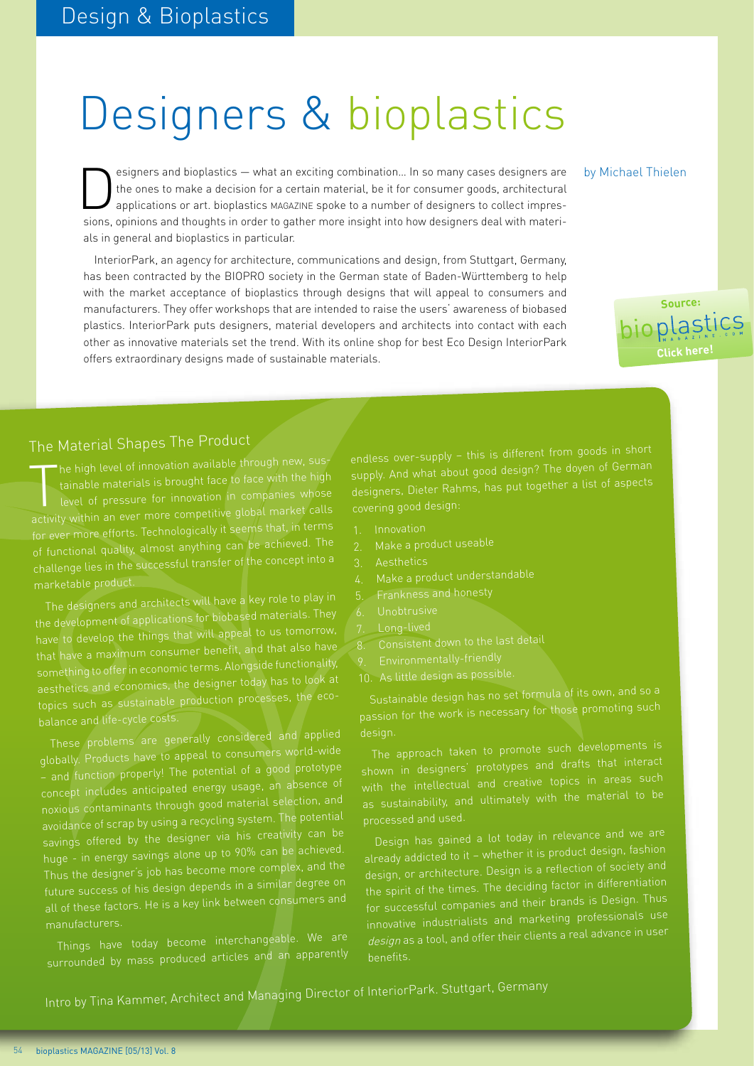# Designers & bioplastics

by Michael Thielen

Designers and bioplastics — what an exciting combination... In so many cases designers are the ones to make a decision for a certain material, be it for consumer goods, architectural applications or art. bioplastics MAGAZINE spoke to a number of designers to collect impressions, opinions and thoughts in order to gather more insight into how designers deal with materials in general and bioplastics in particular.

InteriorPark, an agency for architecture, communications and design, from Stuttgart, Germany, has been contracted by the BIOPRO society in the German state of Baden-Württemberg to help with the market acceptance of bioplastics through designs that will appeal to consumers and manufacturers. They offer workshops that are intended to raise the users' awareness of biobased plastics. InteriorPark puts designers, material developers and architects into contact with each other as innovative materials set the trend. With its online shop for best Eco Design InteriorPark offers extraordinary designs made of sustainable materials.

Source: bioplastics MAGAZINE.COM Click here!

## The Material Shapes The Product

The high level of innovation available through new, sustainable materials is brought face to face with the high level of pressure for innovation in companies whose activity within an ever more competitive global market calls for ever more efforts. Technologically it seems that, in terms of functional quality, almost anything can be achieved. The challenge lies in the successful transfer of the concept into a marketable product.

The designers and architects will have a key role to play in the development of applications for biobased materials. They have to develop the things that will appeal to us tomorrow, that have a maximum consumer benefit, and that also have something to offer in economic terms. Alongside functionality, aesthetics and economics, the designer today has to look at topics such as sustainable production processes, the eco-balance and life-cycle costs.

These problems are generally considered and applied globally. Products have to appeal to consumers world-wide – and function properly! The potential of a good prototype concept includes anticipated energy usage, an absence of noxious contaminants through good material selection, and avoidance of scrap by using a recycling system. The potential savings offered by the designer via his creativity can be huge - in energy savings alone up to 90% can be achieved. Thus the designer's job has become more complex, and the future success of his design depends in a similar degree on all of these factors. He is a key link between consumers and manufacturers.

Things have today become interchangeable. We are surrounded by mass produced articles and an apparently endless over-supply – this is different from goods in short supply. And what about good design? The doyen of German designers, Dieter Rahms, has put together a list of aspects covering good design:

1. Innovation
2. Make a product useable
3. Aesthetics
4. Make a product understandable
5. Frankness and honesty
6. Unobtrusive
7. Long-lived
8. Consistent down to the last detail
9. Environmentally-friendly
10. As little design as possible.

Sustainable design has no set formula of its own, and so a passion for the work is necessary for those promoting such design.

The approach taken to promote such developments is shown in designers' prototypes and drafts that interact with the intellectual and creative topics in areas such as sustainability, and ultimately with the material to be processed and used.

Design has gained a lot today in relevance and we are already addicted to it – whether it is product design, fashion design, or architecture. Design is a reflection of society and the spirit of the times. The deciding factor in differentiation for successful companies and their brands is Design. Thus innovative industrialists and marketing professionals use *design* as a tool, and offer their clients a real advance in user benefits.

Intro by Tina Kammer, Architect and Managing Director of InteriorPark. Stuttgart, Germany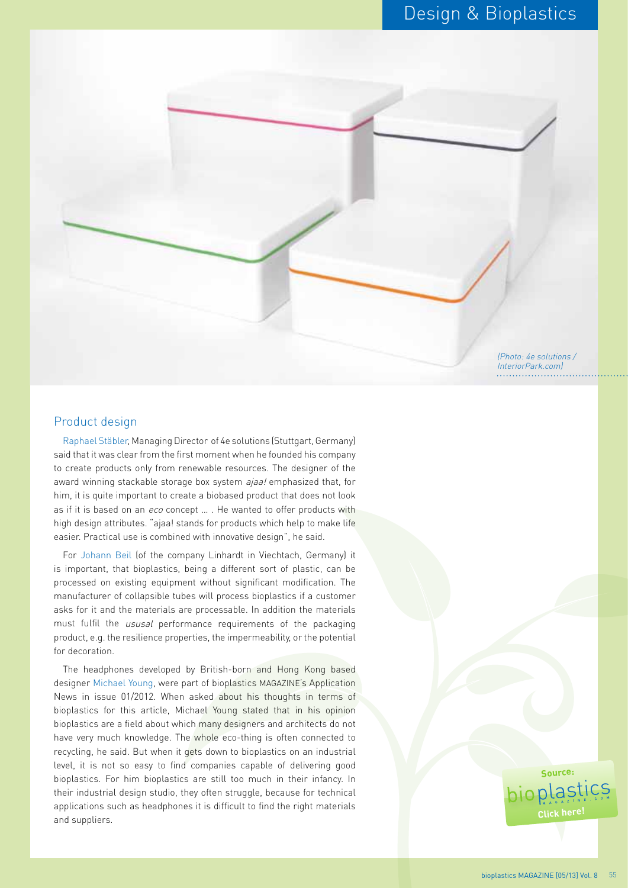(Photo: 4e solutions / InteriorPark.com)

## Product design

Raphael Stäbler, Managing Director of 4e solutions (Stuttgart, Germany) said that it was clear from the first moment when he founded his company to create products only from renewable resources. The designer of the award winning stackable storage box system *ajaa!* emphasized that, for him, it is quite important to create a biobased product that does not look as if it is based on an *eco* concept ... . He wanted to offer products with high design attributes. "ajaa! stands for products which help to make life easier. Practical use is combined with innovative design", he said.

For Johann Beil (of the company Linhardt in Viechtach, Germany) it is important, that bioplastics, being a different sort of plastic, can be processed on existing equipment without significant modification. The manufacturer of collapsible tubes will process bioplastics if a customer asks for it and the materials are processable. In addition the materials must fulfil the *ususal* performance requirements of the packaging product, e.g. the resilience properties, the impermeability, or the potential for decoration.

The headphones developed by British-born and Hong Kong based designer Michael Young, were part of bioplastics MAGAZINE's Application News in issue 01/2012. When asked about his thoughts in terms of bioplastics for this article, Michael Young stated that in his opinion bioplastics are a field about which many designers and architects do not have very much knowledge. The whole eco-thing is often connected to recycling, he said. But when it gets down to bioplastics on an industrial level, it is not so easy to find companies capable of delivering good bioplastics. For him bioplastics are still too much in their infancy. In their industrial design studio, they often struggle, because for technical applications such as headphones it is difficult to find the right materials and suppliers.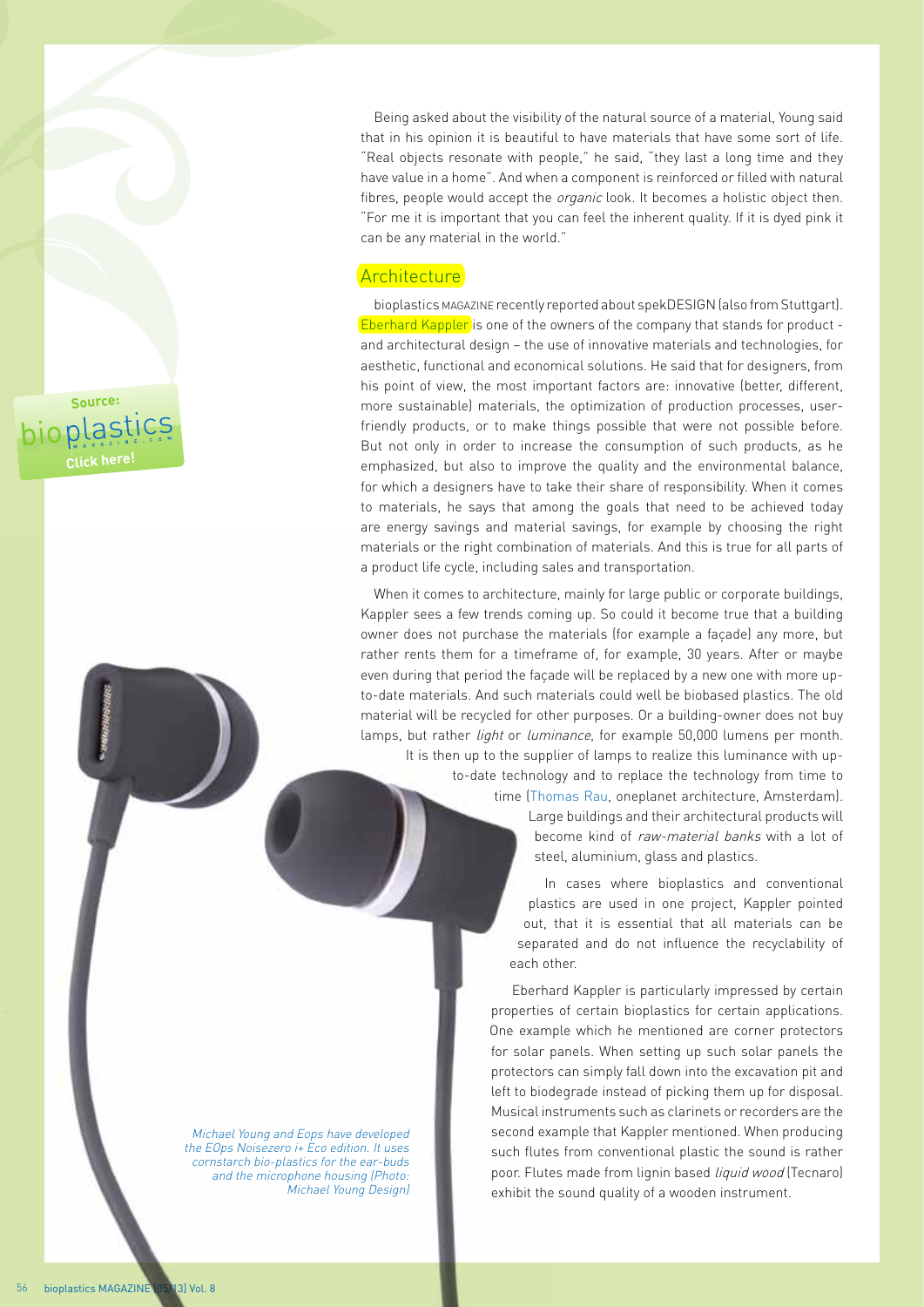Being asked about the visibility of the natural source of a material, Young said that in his opinion it is beautiful to have materials that have some sort of life. "Real objects resonate with people," he said, "they last a long time and they have value in a home". And when a component is reinforced or filled with natural fibres, people would accept the *organic* look. It becomes a holistic object then. "For me it is important that you can feel the inherent quality. If it is dyed pink it can be any material in the world."

## Architecture

bioplastics MAGAZINE recently reported about spekDESIGN (also from Stuttgart). Eberhard Kappler is one of the owners of the company that stands for product - and architectural design – the use of innovative materials and technologies, for aesthetic, functional and economical solutions. He said that for designers, from his point of view, the most important factors are: innovative (better, different, more sustainable) materials, the optimization of production processes, user-friendly products, or to make things possible that were not possible before. But not only in order to increase the consumption of such products, as he emphasized, but also to improve the quality and the environmental balance, for which a designers have to take their share of responsibility. When it comes to materials, he says that among the goals that need to be achieved today are energy savings and material savings, for example by choosing the right materials or the right combination of materials. And this is true for all parts of a product life cycle, including sales and transportation.

When it comes to architecture, mainly for large public or corporate buildings, Kappler sees a few trends coming up. So could it become true that a building owner does not purchase the materials (for example a façade) any more, but rather rents them for a timeframe of, for example, 30 years. After or maybe even during that period the façade will be replaced by a new one with more up-to-date materials. And such materials could well be biobased plastics. The old material will be recycled for other purposes. Or a building-owner does not buy lamps, but rather *light* or *luminance*, for example 50,000 lumens per month. It is then up to the supplier of lamps to realize this luminance with up-to-date technology and to replace the technology from time to time (Thomas Rau, oneplanet architecture, Amsterdam). Large buildings and their architectural products will become kind of *raw-material banks* with a lot of steel, aluminium, glass and plastics.

In cases where bioplastics and conventional plastics are used in one project, Kappler pointed out, that it is essential that all materials can be separated and do not influence the recyclability of each other.

Eberhard Kappler is particularly impressed by certain properties of certain bioplastics for certain applications. One example which he mentioned are corner protectors for solar panels. When setting up such solar panels the protectors can simply fall down into the excavation pit and left to biodegrade instead of picking them up for disposal. Musical instruments such as clarinets or recorders are the second example that Kappler mentioned. When producing such flutes from conventional plastic the sound is rather poor. Flutes made from lignin based *liquid wood* (Tecnaro) exhibit the sound quality of a wooden instrument.

*Michael Young and Eops have developed the EOps Noisezero i+ Eco edition. It uses cornstarch bio-plastics for the ear-buds and the microphone housing (Photo: Michael Young Design)*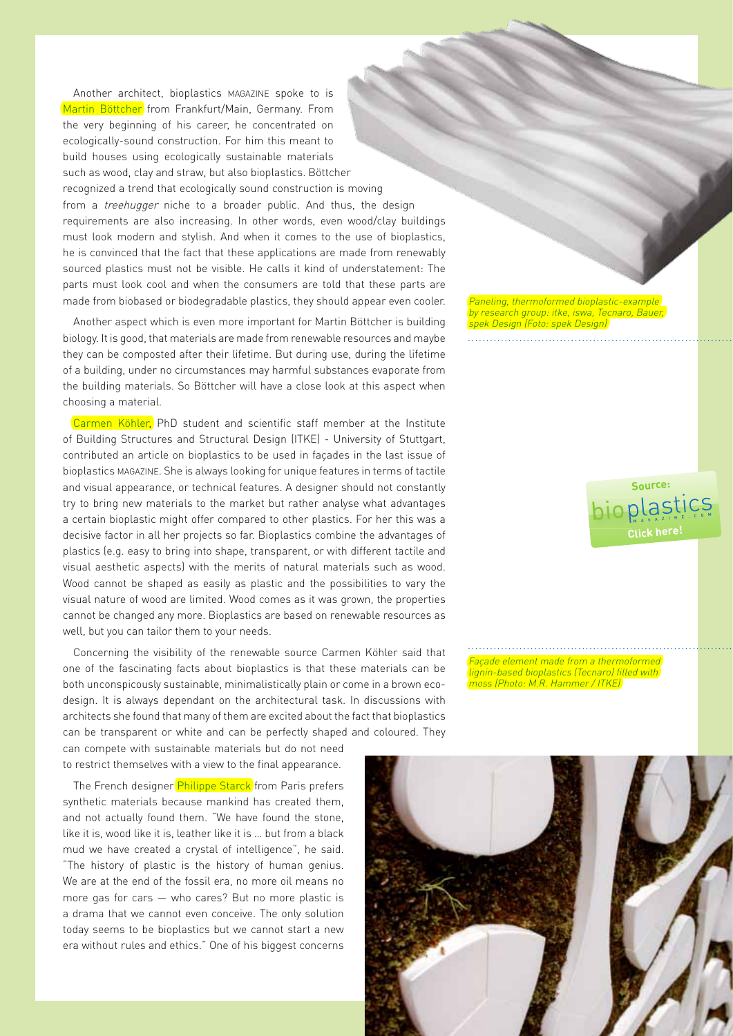Another architect, bioplastics MAGAZINE spoke to is Martin Böttcher from Frankfurt/Main, Germany. From the very beginning of his career, he concentrated on ecologically-sound construction. For him this meant to build houses using ecologically sustainable materials such as wood, clay and straw, but also bioplastics. Böttcher recognized a trend that ecologically sound construction is moving from a *treehugger* niche to a broader public. And thus, the design requirements are also increasing. In other words, even wood/clay buildings must look modern and stylish. And when it comes to the use of bioplastics, he is convinced that the fact that these applications are made from renewably sourced plastics must not be visible. He calls it kind of understatement: The parts must look cool and when the consumers are told that these parts are made from biobased or biodegradable plastics, they should appear even cooler.

Another aspect which is even more important for Martin Böttcher is building biology. It is good, that materials are made from renewable resources and maybe they can be composted after their lifetime. But during use, during the lifetime of a building, under no circumstances may harmful substances evaporate from the building materials. So Böttcher will have a close look at this aspect when choosing a material.

Carmen Köhler, PhD student and scientific staff member at the Institute of Building Structures and Structural Design (ITKE) - University of Stuttgart, contributed an article on bioplastics to be used in façades in the last issue of bioplastics MAGAZINE. She is always looking for unique features in terms of tactile and visual appearance, or technical features. A designer should not constantly try to bring new materials to the market but rather analyse what advantages a certain bioplastic might offer compared to other plastics. For her this was a decisive factor in all her projects so far. Bioplastics combine the advantages of plastics (e.g. easy to bring into shape, transparent, or with different tactile and visual aesthetic aspects) with the merits of natural materials such as wood. Wood cannot be shaped as easily as plastic and the possibilities to vary the visual nature of wood are limited. Wood comes as it was grown, the properties cannot be changed any more. Bioplastics are based on renewable resources as well, but you can tailor them to your needs.

Concerning the visibility of the renewable source Carmen Köhler said that one of the fascinating facts about bioplastics is that these materials can be both unconspicously sustainable, minimalistically plain or come in a brown eco-design. It is always dependant on the architectural task. In discussions with architects she found that many of them are excited about the fact that bioplastics can be transparent or white and can be perfectly shaped and coloured. They can compete with sustainable materials but do not need to restrict themselves with a view to the final appearance.

The French designer Philippe Starck from Paris prefers synthetic materials because mankind has created them, and not actually found them. "We have found the stone, like it is, wood like it is, leather like it is ... but from a black mud we have created a crystal of intelligence", he said. "The history of plastic is the history of human genius. We are at the end of the fossil era, no more oil means no more gas for cars — who cares? But no more plastic is a drama that we cannot even conceive. The only solution today seems to be bioplastics but we cannot start a new era without rules and ethics." One of his biggest concerns

*Paneling, thermoformed bioplastic-example by research group: itke, iswa, Tecnaro, Bauer, spek Design (Foto: spek Design)*

Source: bioplastics MAGAZINE.COM Click here!

*Façade element made from a thermoformed lignin-based bioplastics (Tecnaro) filled with moss (Photo: M.R. Hammer / ITKE)*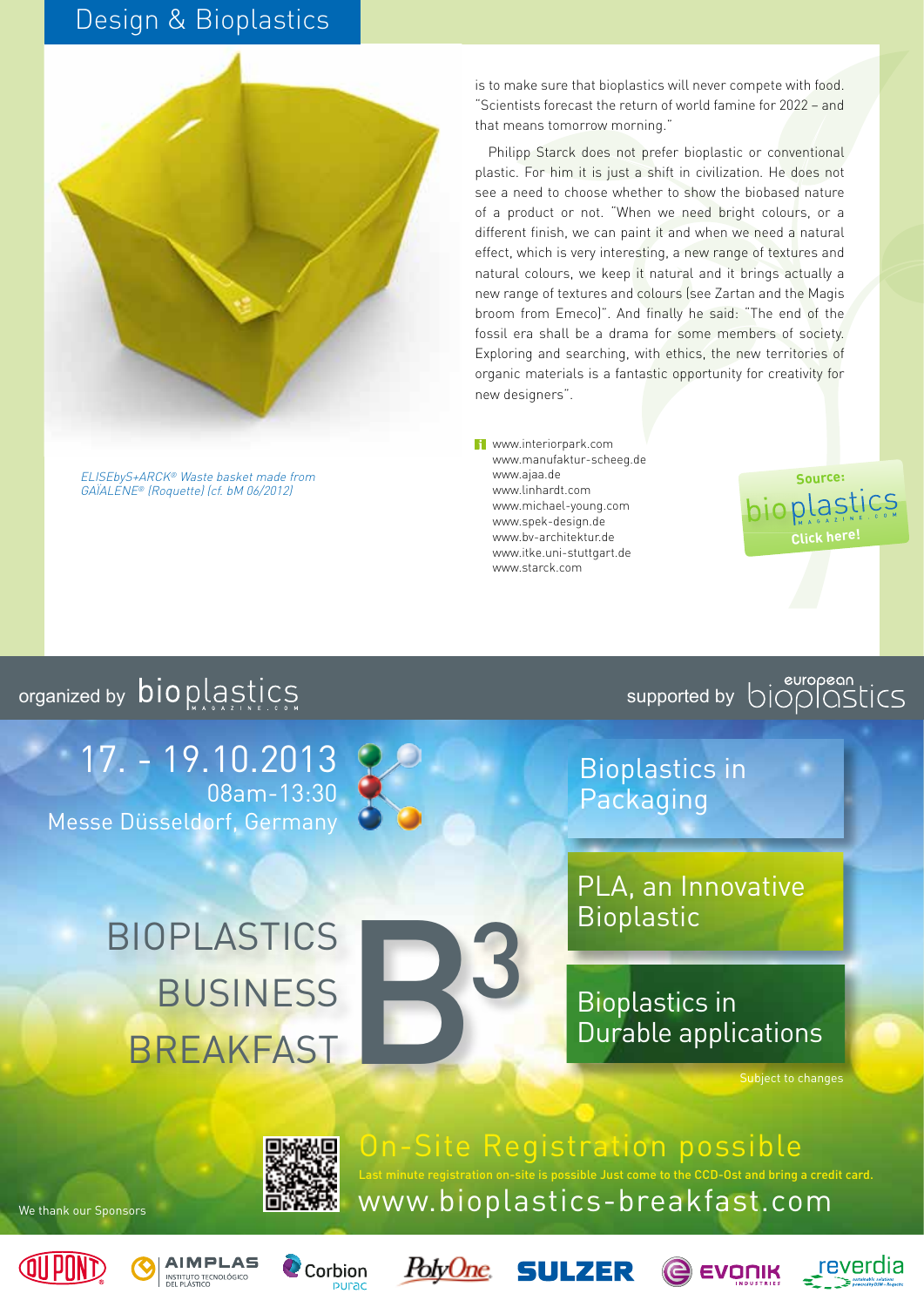is to make sure that bioplastics will never compete with food. "Scientists forecast the return of world famine for 2022 – and that means tomorrow morning."

Philipp Starck does not prefer bioplastic or conventional plastic. For him it is just a shift in civilization. He does not see a need to choose whether to show the biobased nature of a product or not. "When we need bright colours, or a different finish, we can paint it and when we need a natural effect, which is very interesting, a new range of textures and natural colours, we keep it natural and it brings actually a new range of textures and colours (see Zartan and the Magis broom from Emeco)". And finally he said: "The end of the fossil era shall be a drama for some members of society. Exploring and searching, with ethics, the new territories of organic materials is a fantastic opportunity for creativity for new designers".

*ELISEbyS+ARCK® Waste basket made from GAÏALENE® (Roquette) (cf. bM 06/2012)*

www.interiorpark.com
www.manufaktur-scheeg.de
www.ajaa.de
www.linhardt.com
www.michael-young.com
www.spek-design.de
www.bv-architektur.de
www.itke.uni-stuttgart.de
www.starck.com

Source: bioplastics MAGAZINE.COM Click here!

organized by bioplastics MAGAZINE.COM

supported by european bioplastics

17. - 19.10.2013
08am-13:30
Messe Düsseldorf, Germany

# BIOPLASTICS BUSINESS BREAKFAST B3

- Bioplastics in Packaging
- PLA, an Innovative Bioplastic
- Bioplastics in Durable applications

Subject to changes

## On-Site Registration possible

Last minute registration on-site is possible Just come to the CCD-Ost and bring a credit card.

www.bioplastics-breakfast.com

We thank our Sponsors

DUPONT, AIMPLAS Instituto Tecnológico del Plástico, Corbion Purac, PolyOne, SULZER, EVONIK INDUSTRIES, reverdia